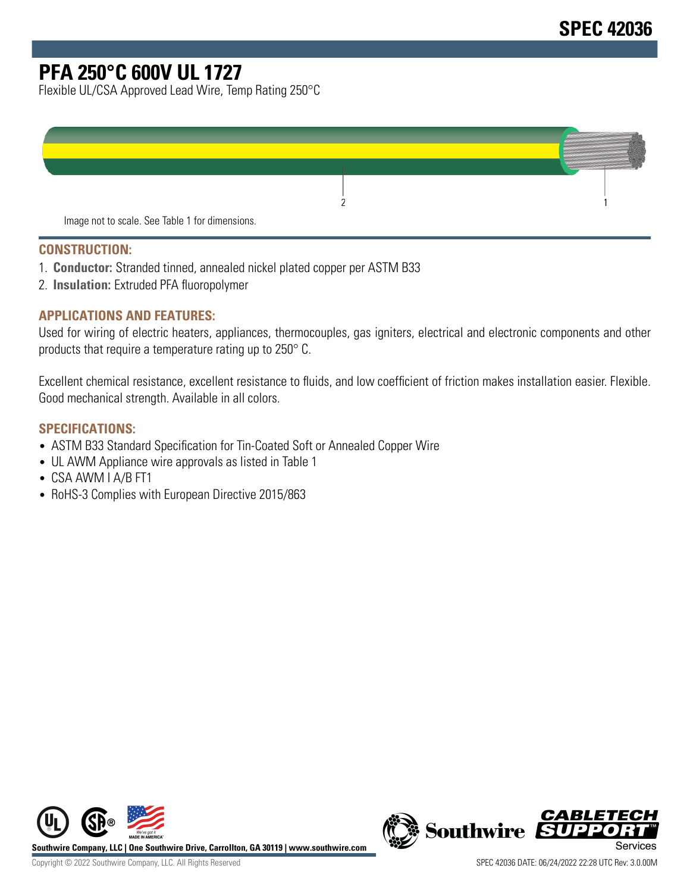# SPEC 42036

# PFA 250°C 600V UL 1727

Flexible UL/CSA Approved Lead Wire, Temp Rating 250°C

Image not to scale. See Table 1 for dimensions.

## CONSTRUCTION:

1. **Conductor:** Stranded tinned, annealed nickel plated copper per ASTM B33
2. **Insulation:** Extruded PFA fluoropolymer

## APPLICATIONS AND FEATURES:

Used for wiring of electric heaters, appliances, thermocouples, gas igniters, electrical and electronic components and other products that require a temperature rating up to 250° C.

Excellent chemical resistance, excellent resistance to fluids, and low coefficient of friction makes installation easier. Flexible. Good mechanical strength. Available in all colors.

## SPECIFICATIONS:

- ASTM B33 Standard Specification for Tin-Coated Soft or Annealed Copper Wire
- UL AWM Appliance wire approvals as listed in Table 1
- CSA AWM I A/B FT1
- RoHS-3 Complies with European Directive 2015/863

**Southwire Company, LLC | One Southwire Drive, Carrollton, GA 30119 | www.southwire.com**

Copyright © 2022 Southwire Company, LLC. All Rights Reserved

SPEC 42036 DATE: 06/24/2022 22:28 UTC Rev: 3.0.00M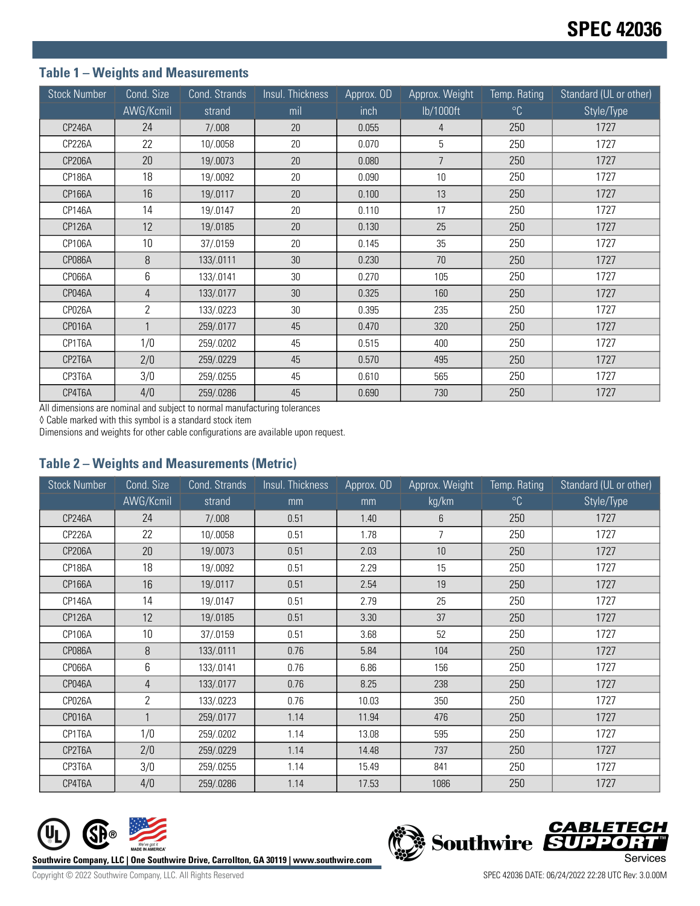# SPEC 42036

## Table 1 – Weights and Measurements

| Stock Number | Cond. Size | Cond. Strands | Insul. Thickness | Approx. OD | Approx. Weight | Temp. Rating | Standard (UL or other) |
|---|---|---|---|---|---|---|---|
| | AWG/Kcmil | strand | mil | inch | lb/1000ft | °C | Style/Type |
| CP246A | 24 | 7/.008 | 20 | 0.055 | 4 | 250 | 1727 |
| CP226A | 22 | 10/.0058 | 20 | 0.070 | 5 | 250 | 1727 |
| CP206A | 20 | 19/.0073 | 20 | 0.080 | 7 | 250 | 1727 |
| CP186A | 18 | 19/.0092 | 20 | 0.090 | 10 | 250 | 1727 |
| CP166A | 16 | 19/.0117 | 20 | 0.100 | 13 | 250 | 1727 |
| CP146A | 14 | 19/.0147 | 20 | 0.110 | 17 | 250 | 1727 |
| CP126A | 12 | 19/.0185 | 20 | 0.130 | 25 | 250 | 1727 |
| CP106A | 10 | 37/.0159 | 20 | 0.145 | 35 | 250 | 1727 |
| CP086A | 8 | 133/.0111 | 30 | 0.230 | 70 | 250 | 1727 |
| CP066A | 6 | 133/.0141 | 30 | 0.270 | 105 | 250 | 1727 |
| CP046A | 4 | 133/.0177 | 30 | 0.325 | 160 | 250 | 1727 |
| CP026A | 2 | 133/.0223 | 30 | 0.395 | 235 | 250 | 1727 |
| CP016A | 1 | 259/.0177 | 45 | 0.470 | 320 | 250 | 1727 |
| CP1T6A | 1/0 | 259/.0202 | 45 | 0.515 | 400 | 250 | 1727 |
| CP2T6A | 2/0 | 259/.0229 | 45 | 0.570 | 495 | 250 | 1727 |
| CP3T6A | 3/0 | 259/.0255 | 45 | 0.610 | 565 | 250 | 1727 |
| CP4T6A | 4/0 | 259/.0286 | 45 | 0.690 | 730 | 250 | 1727 |

All dimensions are nominal and subject to normal manufacturing tolerances

◊ Cable marked with this symbol is a standard stock item

Dimensions and weights for other cable configurations are available upon request.

## Table 2 – Weights and Measurements (Metric)

| Stock Number | Cond. Size | Cond. Strands | Insul. Thickness | Approx. OD | Approx. Weight | Temp. Rating | Standard (UL or other) |
|---|---|---|---|---|---|---|---|
| | AWG/Kcmil | strand | mm | mm | kg/km | °C | Style/Type |
| CP246A | 24 | 7/.008 | 0.51 | 1.40 | 6 | 250 | 1727 |
| CP226A | 22 | 10/.0058 | 0.51 | 1.78 | 7 | 250 | 1727 |
| CP206A | 20 | 19/.0073 | 0.51 | 2.03 | 10 | 250 | 1727 |
| CP186A | 18 | 19/.0092 | 0.51 | 2.29 | 15 | 250 | 1727 |
| CP166A | 16 | 19/.0117 | 0.51 | 2.54 | 19 | 250 | 1727 |
| CP146A | 14 | 19/.0147 | 0.51 | 2.79 | 25 | 250 | 1727 |
| CP126A | 12 | 19/.0185 | 0.51 | 3.30 | 37 | 250 | 1727 |
| CP106A | 10 | 37/.0159 | 0.51 | 3.68 | 52 | 250 | 1727 |
| CP086A | 8 | 133/.0111 | 0.76 | 5.84 | 104 | 250 | 1727 |
| CP066A | 6 | 133/.0141 | 0.76 | 6.86 | 156 | 250 | 1727 |
| CP046A | 4 | 133/.0177 | 0.76 | 8.25 | 238 | 250 | 1727 |
| CP026A | 2 | 133/.0223 | 0.76 | 10.03 | 350 | 250 | 1727 |
| CP016A | 1 | 259/.0177 | 1.14 | 11.94 | 476 | 250 | 1727 |
| CP1T6A | 1/0 | 259/.0202 | 1.14 | 13.08 | 595 | 250 | 1727 |
| CP2T6A | 2/0 | 259/.0229 | 1.14 | 14.48 | 737 | 250 | 1727 |
| CP3T6A | 3/0 | 259/.0255 | 1.14 | 15.49 | 841 | 250 | 1727 |
| CP4T6A | 4/0 | 259/.0286 | 1.14 | 17.53 | 1086 | 250 | 1727 |

**Southwire Company, LLC | One Southwire Drive, Carrollton, GA 30119 | www.southwire.com**

Copyright © 2022 Southwire Company, LLC. All Rights Reserved

SPEC 42036 DATE: 06/24/2022 22:28 UTC Rev: 3.0.00M